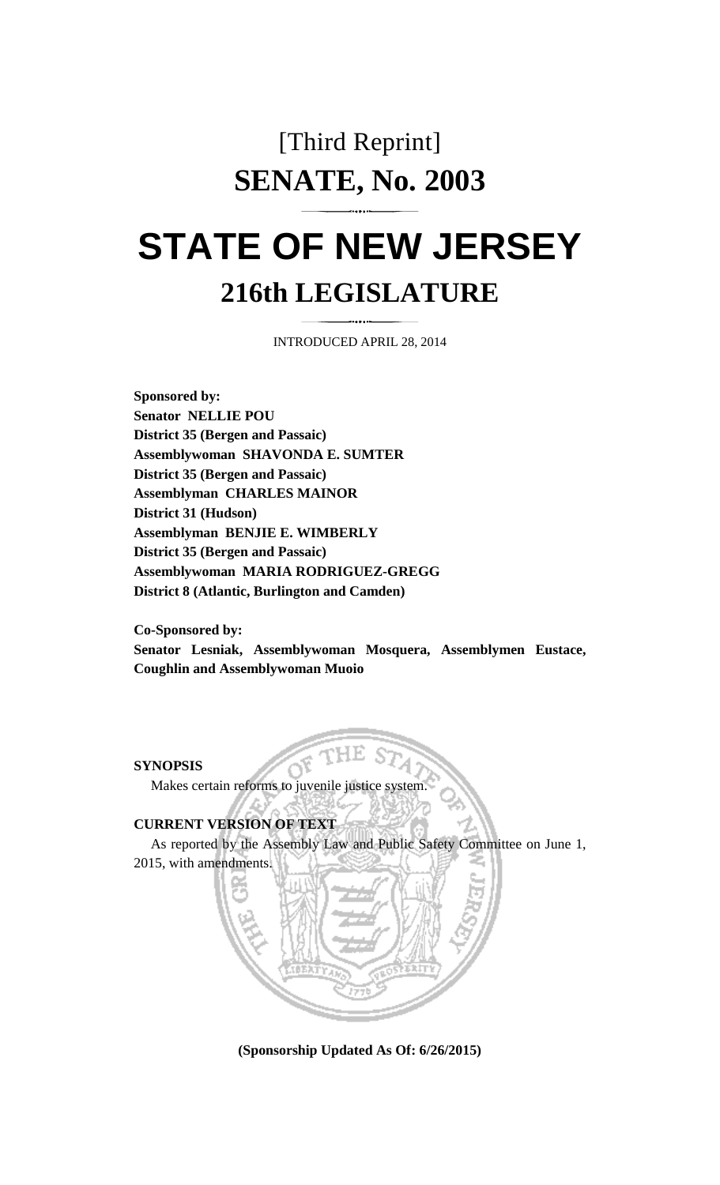[Third Reprint]

# SENATE, No. 2003

# STATE OF NEW JERSEY

## 216th LEGISLATURE

INTRODUCED APRIL 28, 2014

**Sponsored by:**
**Senator NELLIE POU**
**District 35 (Bergen and Passaic)**
**Assemblywoman SHAVONDA E. SUMTER**
**District 35 (Bergen and Passaic)**
**Assemblyman CHARLES MAINOR**
**District 31 (Hudson)**
**Assemblyman BENJIE E. WIMBERLY**
**District 35 (Bergen and Passaic)**
**Assemblywoman MARIA RODRIGUEZ-GREGG**
**District 8 (Atlantic, Burlington and Camden)**

**Co-Sponsored by:**
**Senator Lesniak, Assemblywoman Mosquera, Assemblymen Eustace, Coughlin and Assemblywoman Muoio**

**SYNOPSIS**

Makes certain reforms to juvenile justice system.

**CURRENT VERSION OF TEXT**

As reported by the Assembly Law and Public Safety Committee on June 1, 2015, with amendments.

**(Sponsorship Updated As Of: 6/26/2015)**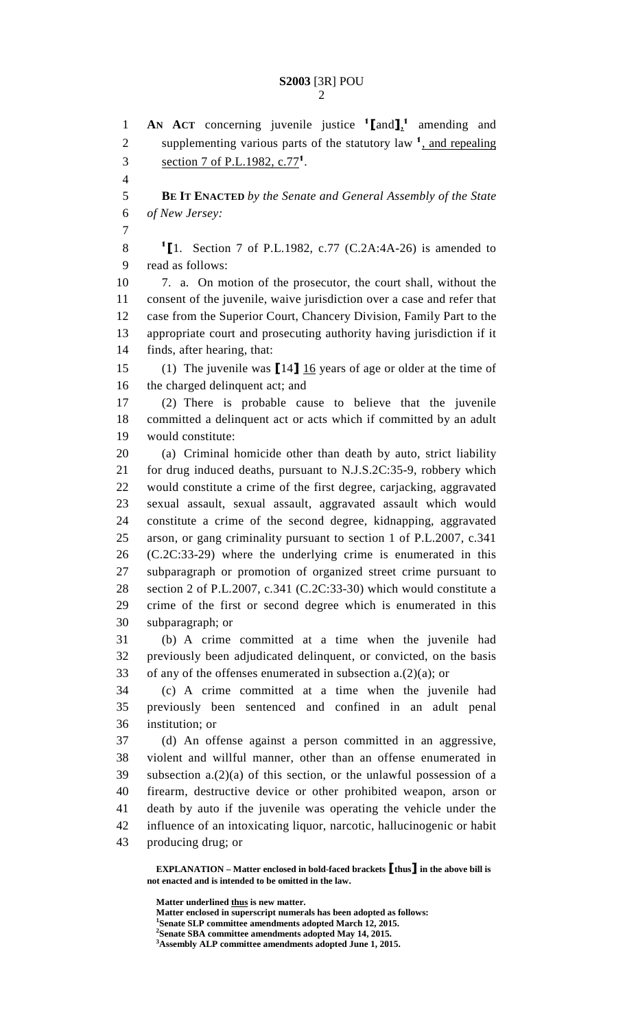**AN ACT** concerning juvenile justice [1][and][1], amending and supplementing various parts of the statutory law [1], and repealing section 7 of P.L.1982, c.77[1].

**BE IT ENACTED** *by the Senate and General Assembly of the State of New Jersey:*

[1][1. Section 7 of P.L.1982, c.77 (C.2A:4A-26) is amended to read as follows:

7. a. On motion of the prosecutor, the court shall, without the consent of the juvenile, waive jurisdiction over a case and refer that case from the Superior Court, Chancery Division, Family Part to the appropriate court and prosecuting authority having jurisdiction if it finds, after hearing, that:

(1) The juvenile was [14] <u>16</u> years of age or older at the time of the charged delinquent act; and

(2) There is probable cause to believe that the juvenile committed a delinquent act or acts which if committed by an adult would constitute:

(a) Criminal homicide other than death by auto, strict liability for drug induced deaths, pursuant to N.J.S.2C:35-9, robbery which would constitute a crime of the first degree, carjacking, aggravated sexual assault, sexual assault, aggravated assault which would constitute a crime of the second degree, kidnapping, aggravated arson, or gang criminality pursuant to section 1 of P.L.2007, c.341 (C.2C:33-29) where the underlying crime is enumerated in this subparagraph or promotion of organized street crime pursuant to section 2 of P.L.2007, c.341 (C.2C:33-30) which would constitute a crime of the first or second degree which is enumerated in this subparagraph; or

(b) A crime committed at a time when the juvenile had previously been adjudicated delinquent, or convicted, on the basis of any of the offenses enumerated in subsection a.(2)(a); or

(c) A crime committed at a time when the juvenile had previously been sentenced and confined in an adult penal institution; or

(d) An offense against a person committed in an aggressive, violent and willful manner, other than an offense enumerated in subsection a.(2)(a) of this section, or the unlawful possession of a firearm, destructive device or other prohibited weapon, arson or death by auto if the juvenile was operating the vehicle under the influence of an intoxicating liquor, narcotic, hallucinogenic or habit producing drug; or

**EXPLANATION – Matter enclosed in bold-faced brackets [thus] in the above bill is not enacted and is intended to be omitted in the law.**

**Matter underlined <u>thus</u> is new matter.**
**Matter enclosed in superscript numerals has been adopted as follows:**
**[1]Senate SLP committee amendments adopted March 12, 2015.**
**[2]Senate SBA committee amendments adopted May 14, 2015.**
**[3]Assembly ALP committee amendments adopted June 1, 2015.**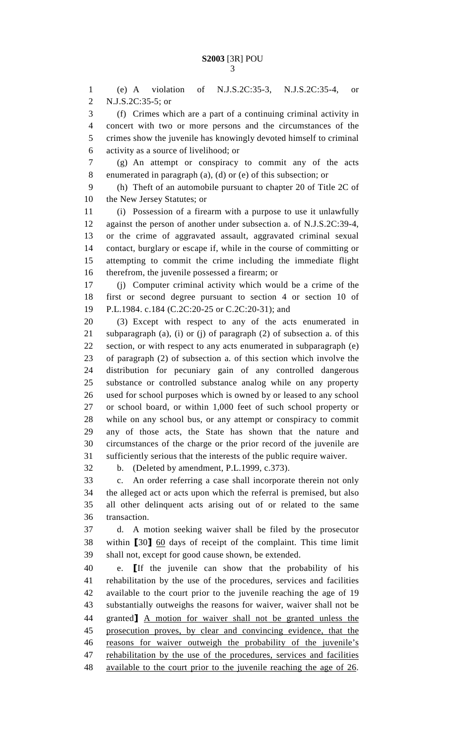(e) A violation of N.J.S.2C:35-3, N.J.S.2C:35-4, or N.J.S.2C:35-5; or

(f) Crimes which are a part of a continuing criminal activity in concert with two or more persons and the circumstances of the crimes show the juvenile has knowingly devoted himself to criminal activity as a source of livelihood; or

(g) An attempt or conspiracy to commit any of the acts enumerated in paragraph (a), (d) or (e) of this subsection; or

(h) Theft of an automobile pursuant to chapter 20 of Title 2C of the New Jersey Statutes; or

(i) Possession of a firearm with a purpose to use it unlawfully against the person of another under subsection a. of N.J.S.2C:39-4, or the crime of aggravated assault, aggravated criminal sexual contact, burglary or escape if, while in the course of committing or attempting to commit the crime including the immediate flight therefrom, the juvenile possessed a firearm; or

(j) Computer criminal activity which would be a crime of the first or second degree pursuant to section 4 or section 10 of P.L.1984. c.184 (C.2C:20-25 or C.2C:20-31); and

(3) Except with respect to any of the acts enumerated in subparagraph (a), (i) or (j) of paragraph (2) of subsection a. of this section, or with respect to any acts enumerated in subparagraph (e) of paragraph (2) of subsection a. of this section which involve the distribution for pecuniary gain of any controlled dangerous substance or controlled substance analog while on any property used for school purposes which is owned by or leased to any school or school board, or within 1,000 feet of such school property or while on any school bus, or any attempt or conspiracy to commit any of those acts, the State has shown that the nature and circumstances of the charge or the prior record of the juvenile are sufficiently serious that the interests of the public require waiver.

b. (Deleted by amendment, P.L.1999, c.373).

c. An order referring a case shall incorporate therein not only the alleged act or acts upon which the referral is premised, but also all other delinquent acts arising out of or related to the same transaction.

d. A motion seeking waiver shall be filed by the prosecutor within ⟦30⟧ <u>60</u> days of receipt of the complaint. This time limit shall not, except for good cause shown, be extended.

e. ⟦If the juvenile can show that the probability of his rehabilitation by the use of the procedures, services and facilities available to the court prior to the juvenile reaching the age of 19 substantially outweighs the reasons for waiver, waiver shall not be granted⟧ <u>A motion for waiver shall not be granted unless the prosecution proves, by clear and convincing evidence, that the reasons for waiver outweigh the probability of the juvenile's rehabilitation by the use of the procedures, services and facilities available to the court prior to the juvenile reaching the age of 26</u>.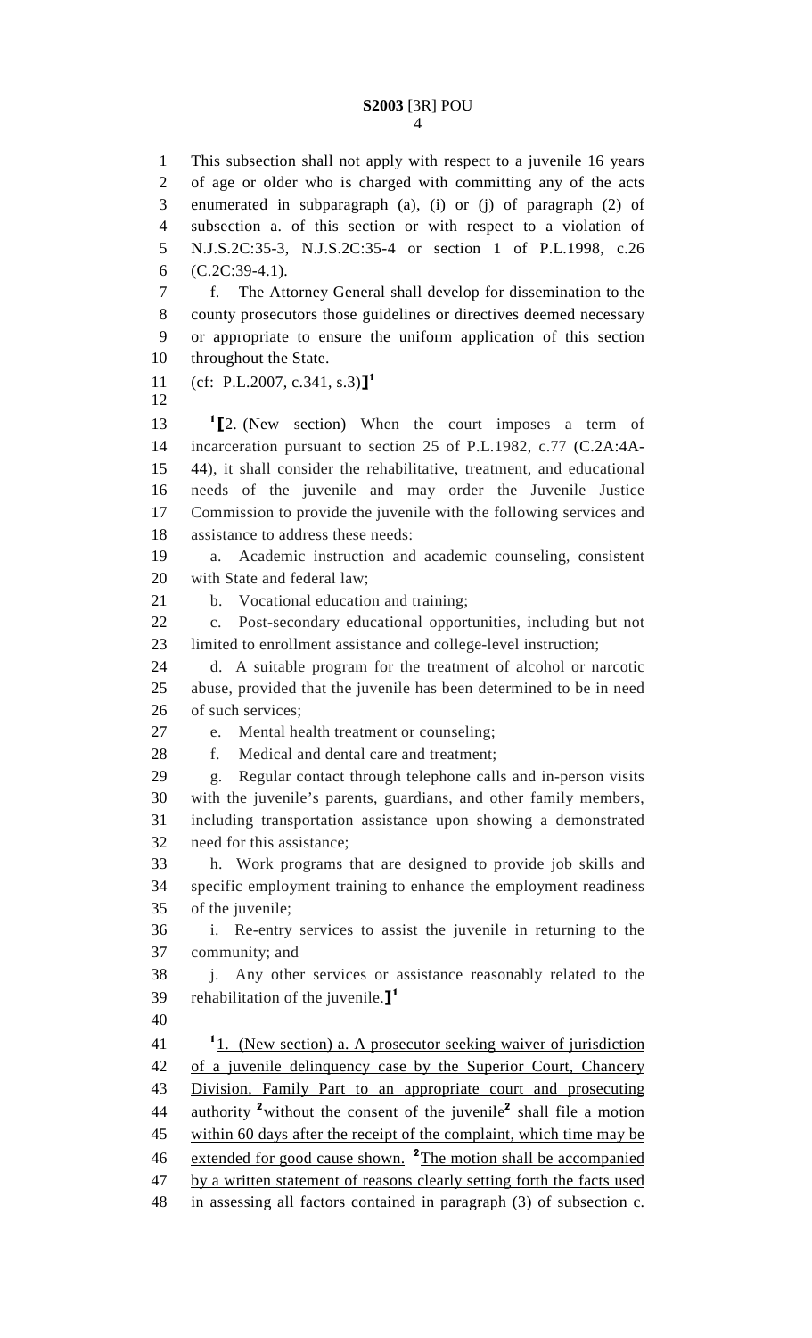This subsection shall not apply with respect to a juvenile 16 years of age or older who is charged with committing any of the acts enumerated in subparagraph (a), (i) or (j) of paragraph (2) of subsection a. of this section or with respect to a violation of N.J.S.2C:35-3, N.J.S.2C:35-4 or section 1 of P.L.1998, c.26 (C.2C:39-4.1).

f. The Attorney General shall develop for dissemination to the county prosecutors those guidelines or directives deemed necessary or appropriate to ensure the uniform application of this section throughout the State.

(cf: P.L.2007, c.341, s.3)]$^{1}$

$^{1}$[2. (New section) When the court imposes a term of incarceration pursuant to section 25 of P.L.1982, c.77 (C.2A:4A-44), it shall consider the rehabilitative, treatment, and educational needs of the juvenile and may order the Juvenile Justice Commission to provide the juvenile with the following services and assistance to address these needs:

a. Academic instruction and academic counseling, consistent with State and federal law;

b. Vocational education and training;

c. Post-secondary educational opportunities, including but not limited to enrollment assistance and college-level instruction;

d. A suitable program for the treatment of alcohol or narcotic abuse, provided that the juvenile has been determined to be in need of such services;

e. Mental health treatment or counseling;

f. Medical and dental care and treatment;

g. Regular contact through telephone calls and in-person visits with the juvenile's parents, guardians, and other family members, including transportation assistance upon showing a demonstrated need for this assistance;

h. Work programs that are designed to provide job skills and specific employment training to enhance the employment readiness of the juvenile;

i. Re-entry services to assist the juvenile in returning to the community; and

j. Any other services or assistance reasonably related to the rehabilitation of the juvenile.]$^{1}$

$^{1}$1. (New section) a. A prosecutor seeking waiver of jurisdiction of a juvenile delinquency case by the Superior Court, Chancery Division, Family Part to an appropriate court and prosecuting authority $^{2}$without the consent of the juvenile$^{2}$ shall file a motion within 60 days after the receipt of the complaint, which time may be extended for good cause shown. $^{2}$The motion shall be accompanied by a written statement of reasons clearly setting forth the facts used in assessing all factors contained in paragraph (3) of subsection c.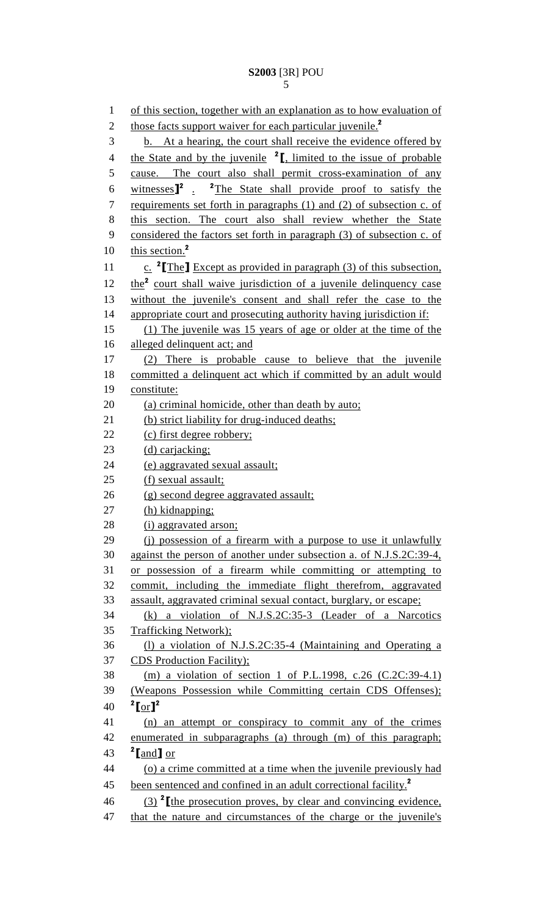of this section, together with an explanation as to how evaluation of those facts support waiver for each particular juvenile.[2]

b. At a hearing, the court shall receive the evidence offered by the State and by the juvenile [2]【, limited to the issue of probable cause. The court also shall permit cross-examination of any witnesses】[2] . [2]The State shall provide proof to satisfy the requirements set forth in paragraphs (1) and (2) of subsection c. of this section. The court also shall review whether the State considered the factors set forth in paragraph (3) of subsection c. of this section.[2]

c. [2]【The】 Except as provided in paragraph (3) of this subsection, the[2] court shall waive jurisdiction of a juvenile delinquency case without the juvenile's consent and shall refer the case to the appropriate court and prosecuting authority having jurisdiction if:

(1) The juvenile was 15 years of age or older at the time of the alleged delinquent act; and

(2) There is probable cause to believe that the juvenile committed a delinquent act which if committed by an adult would constitute:

(a) criminal homicide, other than death by auto;

(b) strict liability for drug-induced deaths;

(c) first degree robbery;

(d) carjacking;

(e) aggravated sexual assault;

(f) sexual assault;

(g) second degree aggravated assault;

(h) kidnapping;

(i) aggravated arson;

(j) possession of a firearm with a purpose to use it unlawfully against the person of another under subsection a. of N.J.S.2C:39-4, or possession of a firearm while committing or attempting to commit, including the immediate flight therefrom, aggravated assault, aggravated criminal sexual contact, burglary, or escape;

(k) a violation of N.J.S.2C:35-3 (Leader of a Narcotics Trafficking Network);

(l) a violation of N.J.S.2C:35-4 (Maintaining and Operating a CDS Production Facility);

(m) a violation of section 1 of P.L.1998, c.26 (C.2C:39-4.1) (Weapons Possession while Committing certain CDS Offenses); [2]【or】[2]

(n) an attempt or conspiracy to commit any of the crimes enumerated in subparagraphs (a) through (m) of this paragraph; [2]【and】 or

(o) a crime committed at a time when the juvenile previously had been sentenced and confined in an adult correctional facility.[2]

(3) [2]【the prosecution proves, by clear and convincing evidence, that the nature and circumstances of the charge or the juvenile's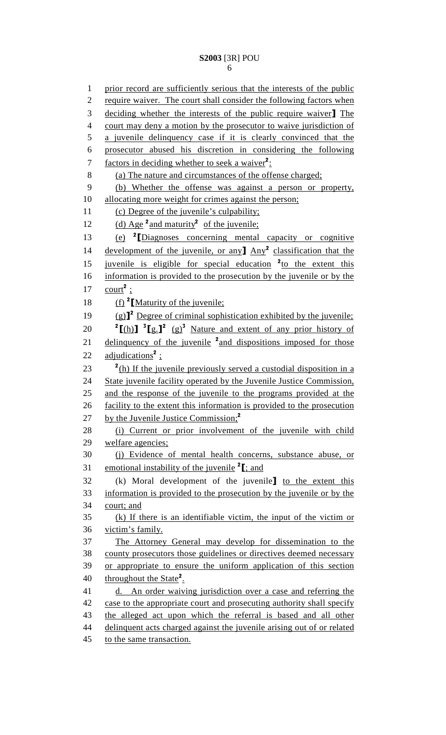prior record are sufficiently serious that the interests of the public require waiver. The court shall consider the following factors when deciding whether the interests of the public require waiver】 The court may deny a motion by the prosecutor to waive jurisdiction of a juvenile delinquency case if it is clearly convinced that the prosecutor abused his discretion in considering the following factors in deciding whether to seek a waiver[2]:

(a) The nature and circumstances of the offense charged;

(b) Whether the offense was against a person or property, allocating more weight for crimes against the person;

(c) Degree of the juvenile's culpability;

(d) Age [2]and maturity[2] of the juvenile;

(e) [2]【Diagnoses concerning mental capacity or cognitive development of the juvenile, or any】 Any[2] classification that the juvenile is eligible for special education [2]to the extent this information is provided to the prosecution by the juvenile or by the court[2] ;

(f) [2]【Maturity of the juvenile;

(g)】[2] Degree of criminal sophistication exhibited by the juvenile;

[2]【(h)】 [3]【g.】[2] (g)[3] Nature and extent of any prior history of delinquency of the juvenile [2]and dispositions imposed for those adjudications[2] ;

[2](h) If the juvenile previously served a custodial disposition in a State juvenile facility operated by the Juvenile Justice Commission, and the response of the juvenile to the programs provided at the facility to the extent this information is provided to the prosecution by the Juvenile Justice Commission;[2]

(i) Current or prior involvement of the juvenile with child welfare agencies;

(j) Evidence of mental health concerns, substance abuse, or emotional instability of the juvenile [2]【; and

(k) Moral development of the juvenile】 to the extent this information is provided to the prosecution by the juvenile or by the court; and

(k) If there is an identifiable victim, the input of the victim or victim's family.

The Attorney General may develop for dissemination to the county prosecutors those guidelines or directives deemed necessary or appropriate to ensure the uniform application of this section throughout the State[2].

d. An order waiving jurisdiction over a case and referring the case to the appropriate court and prosecuting authority shall specify the alleged act upon which the referral is based and all other delinquent acts charged against the juvenile arising out of or related to the same transaction.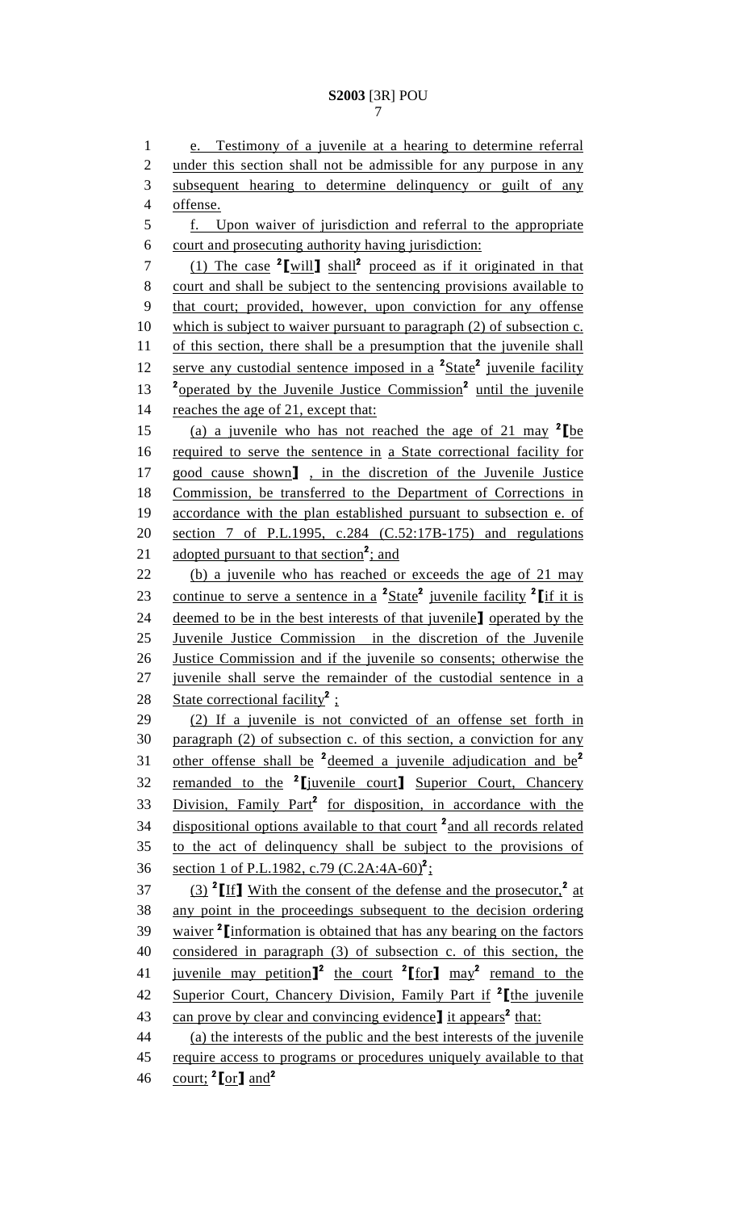e. Testimony of a juvenile at a hearing to determine referral under this section shall not be admissible for any purpose in any subsequent hearing to determine delinquency or guilt of any offense.

f. Upon waiver of jurisdiction and referral to the appropriate court and prosecuting authority having jurisdiction:

(1) The case [2][will] shall[2] proceed as if it originated in that court and shall be subject to the sentencing provisions available to that court; provided, however, upon conviction for any offense which is subject to waiver pursuant to paragraph (2) of subsection c. of this section, there shall be a presumption that the juvenile shall serve any custodial sentence imposed in a [2]State[2] juvenile facility [2]operated by the Juvenile Justice Commission[2] until the juvenile reaches the age of 21, except that:

(a) a juvenile who has not reached the age of 21 may [2][be required to serve the sentence in a State correctional facility for good cause shown] , in the discretion of the Juvenile Justice Commission, be transferred to the Department of Corrections in accordance with the plan established pursuant to subsection e. of section 7 of P.L.1995, c.284 (C.52:17B-175) and regulations adopted pursuant to that section[2]; and

(b) a juvenile who has reached or exceeds the age of 21 may continue to serve a sentence in a [2]State[2] juvenile facility [2][if it is deemed to be in the best interests of that juvenile] operated by the Juvenile Justice Commission in the discretion of the Juvenile Justice Commission and if the juvenile so consents; otherwise the juvenile shall serve the remainder of the custodial sentence in a State correctional facility[2] ;

(2) If a juvenile is not convicted of an offense set forth in paragraph (2) of subsection c. of this section, a conviction for any other offense shall be [2]deemed a juvenile adjudication and be[2] remanded to the [2][juvenile court] Superior Court, Chancery Division, Family Part[2] for disposition, in accordance with the dispositional options available to that court [2]and all records related to the act of delinquency shall be subject to the provisions of section 1 of P.L.1982, c.79 (C.2A:4A-60)[2];

(3) [2][If] With the consent of the defense and the prosecutor,[2] at any point in the proceedings subsequent to the decision ordering waiver [2][information is obtained that has any bearing on the factors considered in paragraph (3) of subsection c. of this section, the juvenile may petition][2] the court [2][for] may[2] remand to the Superior Court, Chancery Division, Family Part if [2][the juvenile can prove by clear and convincing evidence] it appears[2] that:

(a) the interests of the public and the best interests of the juvenile require access to programs or procedures uniquely available to that court; [2][or] and[2]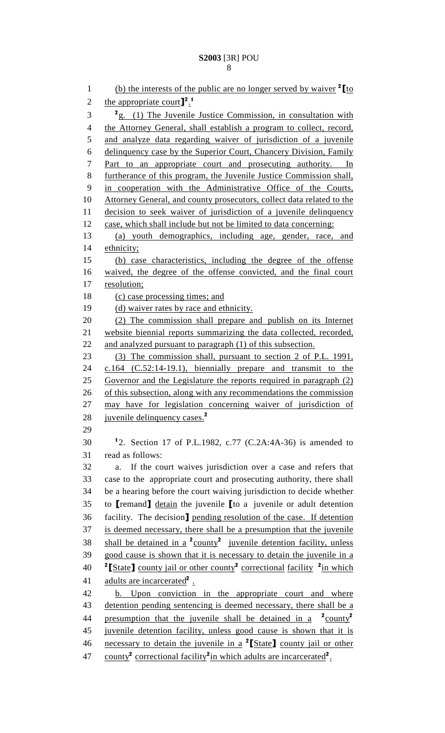(b) the interests of the public are no longer served by waiver [2]⟦to the appropriate court⟧[2].[1]

[2]g. (1) The Juvenile Justice Commission, in consultation with the Attorney General, shall establish a program to collect, record, and analyze data regarding waiver of jurisdiction of a juvenile delinquency case by the Superior Court, Chancery Division, Family Part to an appropriate court and prosecuting authority. In furtherance of this program, the Juvenile Justice Commission shall, in cooperation with the Administrative Office of the Courts, Attorney General, and county prosecutors, collect data related to the decision to seek waiver of jurisdiction of a juvenile delinquency case, which shall include but not be limited to data concerning:

(a) youth demographics, including age, gender, race, and ethnicity;

(b) case characteristics, including the degree of the offense waived, the degree of the offense convicted, and the final court resolution;

(c) case processing times; and

(d) waiver rates by race and ethnicity.

(2) The commission shall prepare and publish on its Internet website biennial reports summarizing the data collected, recorded, and analyzed pursuant to paragraph (1) of this subsection.

(3) The commission shall, pursuant to section 2 of P.L. 1991, c.164 (C.52:14-19.1), biennially prepare and transmit to the Governor and the Legislature the reports required in paragraph (2) of this subsection, along with any recommendations the commission may have for legislation concerning waiver of jurisdiction of juvenile delinquency cases.[2]

[1]2. Section 17 of P.L.1982, c.77 (C.2A:4A-36) is amended to read as follows:

a. If the court waives jurisdiction over a case and refers that case to the appropriate court and prosecuting authority, there shall be a hearing before the court waiving jurisdiction to decide whether to ⟦remand⟧ detain the juvenile ⟦to a juvenile or adult detention facility. The decision⟧ pending resolution of the case. If detention is deemed necessary, there shall be a presumption that the juvenile shall be detained in a [2]county[2] juvenile detention facility, unless good cause is shown that it is necessary to detain the juvenile in a [2]⟦State⟧ county jail or other county[2] correctional facility [2]in which adults are incarcerated[2].

b. Upon conviction in the appropriate court and where detention pending sentencing is deemed necessary, there shall be a presumption that the juvenile shall be detained in a [2]county[2] juvenile detention facility, unless good cause is shown that it is necessary to detain the juvenile in a [2]⟦State⟧ county jail or other county[2] correctional facility[2] in which adults are incarcerated[2].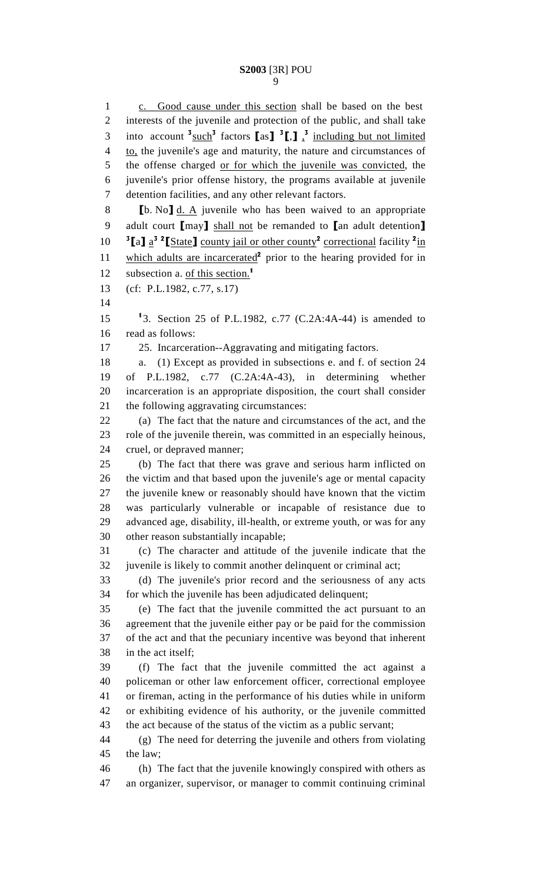c. Good cause under this section shall be based on the best interests of the juvenile and protection of the public, and shall take into account [3]such[3] factors [as] [3][,] ,[3] including but not limited to, the juvenile's age and maturity, the nature and circumstances of the offense charged or for which the juvenile was convicted, the juvenile's prior offense history, the programs available at juvenile detention facilities, and any other relevant factors.

[b. No] d. A juvenile who has been waived to an appropriate adult court [may] shall not be remanded to [an adult detention] [3][a] a[3] [2][State] county jail or other county[2] correctional facility [2]in which adults are incarcerated[2] prior to the hearing provided for in subsection a. of this section.[1]

(cf: P.L.1982, c.77, s.17)

[1]3. Section 25 of P.L.1982, c.77 (C.2A:4A-44) is amended to read as follows:

25. Incarceration--Aggravating and mitigating factors.

a. (1) Except as provided in subsections e. and f. of section 24 of P.L.1982, c.77 (C.2A:4A-43), in determining whether incarceration is an appropriate disposition, the court shall consider the following aggravating circumstances:

(a) The fact that the nature and circumstances of the act, and the role of the juvenile therein, was committed in an especially heinous, cruel, or depraved manner;

(b) The fact that there was grave and serious harm inflicted on the victim and that based upon the juvenile's age or mental capacity the juvenile knew or reasonably should have known that the victim was particularly vulnerable or incapable of resistance due to advanced age, disability, ill-health, or extreme youth, or was for any other reason substantially incapable;

(c) The character and attitude of the juvenile indicate that the juvenile is likely to commit another delinquent or criminal act;

(d) The juvenile's prior record and the seriousness of any acts for which the juvenile has been adjudicated delinquent;

(e) The fact that the juvenile committed the act pursuant to an agreement that the juvenile either pay or be paid for the commission of the act and that the pecuniary incentive was beyond that inherent in the act itself;

(f) The fact that the juvenile committed the act against a policeman or other law enforcement officer, correctional employee or fireman, acting in the performance of his duties while in uniform or exhibiting evidence of his authority, or the juvenile committed the act because of the status of the victim as a public servant;

(g) The need for deterring the juvenile and others from violating the law;

(h) The fact that the juvenile knowingly conspired with others as an organizer, supervisor, or manager to commit continuing criminal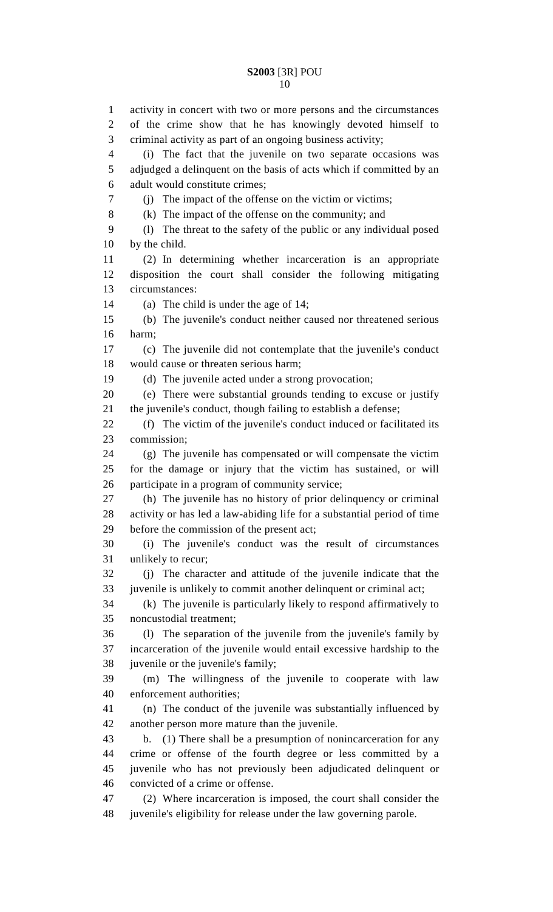activity in concert with two or more persons and the circumstances of the crime show that he has knowingly devoted himself to criminal activity as part of an ongoing business activity;

(i) The fact that the juvenile on two separate occasions was adjudged a delinquent on the basis of acts which if committed by an adult would constitute crimes;

(j) The impact of the offense on the victim or victims;

(k) The impact of the offense on the community; and

(l) The threat to the safety of the public or any individual posed by the child.

(2) In determining whether incarceration is an appropriate disposition the court shall consider the following mitigating circumstances:

(a) The child is under the age of 14;

(b) The juvenile's conduct neither caused nor threatened serious harm;

(c) The juvenile did not contemplate that the juvenile's conduct would cause or threaten serious harm;

(d) The juvenile acted under a strong provocation;

(e) There were substantial grounds tending to excuse or justify the juvenile's conduct, though failing to establish a defense;

(f) The victim of the juvenile's conduct induced or facilitated its commission;

(g) The juvenile has compensated or will compensate the victim for the damage or injury that the victim has sustained, or will participate in a program of community service;

(h) The juvenile has no history of prior delinquency or criminal activity or has led a law-abiding life for a substantial period of time before the commission of the present act;

(i) The juvenile's conduct was the result of circumstances unlikely to recur;

(j) The character and attitude of the juvenile indicate that the juvenile is unlikely to commit another delinquent or criminal act;

(k) The juvenile is particularly likely to respond affirmatively to noncustodial treatment;

(l) The separation of the juvenile from the juvenile's family by incarceration of the juvenile would entail excessive hardship to the juvenile or the juvenile's family;

(m) The willingness of the juvenile to cooperate with law enforcement authorities;

(n) The conduct of the juvenile was substantially influenced by another person more mature than the juvenile.

b. (1) There shall be a presumption of nonincarceration for any crime or offense of the fourth degree or less committed by a juvenile who has not previously been adjudicated delinquent or convicted of a crime or offense.

(2) Where incarceration is imposed, the court shall consider the juvenile's eligibility for release under the law governing parole.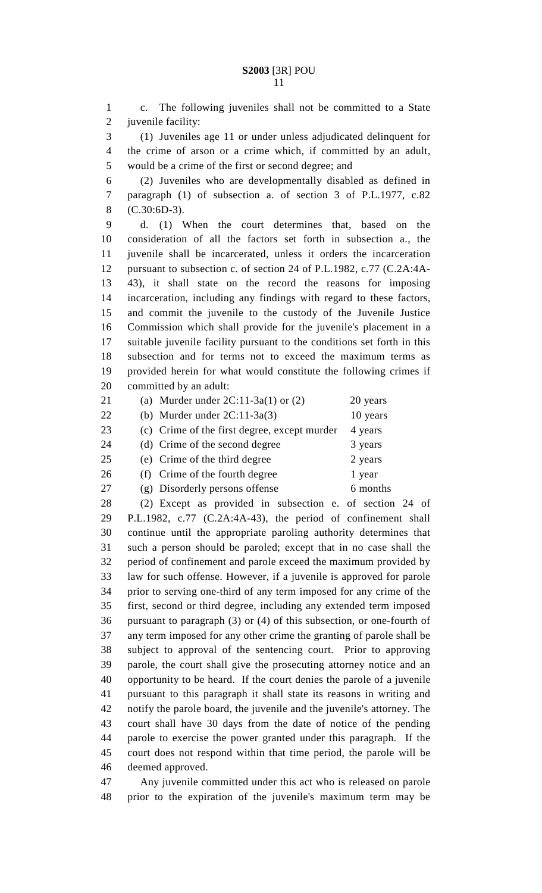c. The following juveniles shall not be committed to a State juvenile facility:

(1) Juveniles age 11 or under unless adjudicated delinquent for the crime of arson or a crime which, if committed by an adult, would be a crime of the first or second degree; and

(2) Juveniles who are developmentally disabled as defined in paragraph (1) of subsection a. of section 3 of P.L.1977, c.82 (C.30:6D-3).

d. (1) When the court determines that, based on the consideration of all the factors set forth in subsection a., the juvenile shall be incarcerated, unless it orders the incarceration pursuant to subsection c. of section 24 of P.L.1982, c.77 (C.2A:4A-43), it shall state on the record the reasons for imposing incarceration, including any findings with regard to these factors, and commit the juvenile to the custody of the Juvenile Justice Commission which shall provide for the juvenile's placement in a suitable juvenile facility pursuant to the conditions set forth in this subsection and for terms not to exceed the maximum terms as provided herein for what would constitute the following crimes if committed by an adult:

| | |
|---|---|
| (a) Murder under 2C:11-3a(1) or (2) | 20 years |
| (b) Murder under 2C:11-3a(3) | 10 years |
| (c) Crime of the first degree, except murder | 4 years |
| (d) Crime of the second degree | 3 years |
| (e) Crime of the third degree | 2 years |
| (f) Crime of the fourth degree | 1 year |
| (g) Disorderly persons offense | 6 months |

(2) Except as provided in subsection e. of section 24 of P.L.1982, c.77 (C.2A:4A-43), the period of confinement shall continue until the appropriate paroling authority determines that such a person should be paroled; except that in no case shall the period of confinement and parole exceed the maximum provided by law for such offense. However, if a juvenile is approved for parole prior to serving one-third of any term imposed for any crime of the first, second or third degree, including any extended term imposed pursuant to paragraph (3) or (4) of this subsection, or one-fourth of any term imposed for any other crime the granting of parole shall be subject to approval of the sentencing court. Prior to approving parole, the court shall give the prosecuting attorney notice and an opportunity to be heard. If the court denies the parole of a juvenile pursuant to this paragraph it shall state its reasons in writing and notify the parole board, the juvenile and the juvenile's attorney. The court shall have 30 days from the date of notice of the pending parole to exercise the power granted under this paragraph. If the court does not respond within that time period, the parole will be deemed approved.

Any juvenile committed under this act who is released on parole prior to the expiration of the juvenile's maximum term may be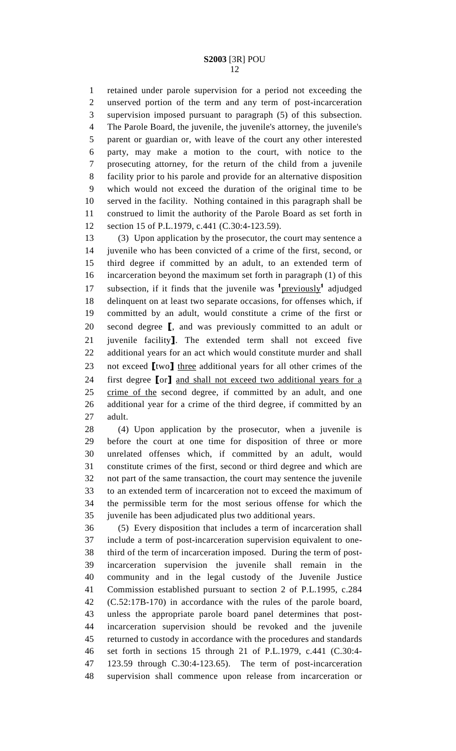retained under parole supervision for a period not exceeding the unserved portion of the term and any term of post-incarceration supervision imposed pursuant to paragraph (5) of this subsection. The Parole Board, the juvenile, the juvenile's attorney, the juvenile's parent or guardian or, with leave of the court any other interested party, may make a motion to the court, with notice to the prosecuting attorney, for the return of the child from a juvenile facility prior to his parole and provide for an alternative disposition which would not exceed the duration of the original time to be served in the facility. Nothing contained in this paragraph shall be construed to limit the authority of the Parole Board as set forth in section 15 of P.L.1979, c.441 (C.30:4-123.59).

(3) Upon application by the prosecutor, the court may sentence a juvenile who has been convicted of a crime of the first, second, or third degree if committed by an adult, to an extended term of incarceration beyond the maximum set forth in paragraph (1) of this subsection, if it finds that the juvenile was [1]previously[1] adjudged delinquent on at least two separate occasions, for offenses which, if committed by an adult, would constitute a crime of the first or second degree ⟦, and was previously committed to an adult or juvenile facility⟧. The extended term shall not exceed five additional years for an act which would constitute murder and shall not exceed ⟦two⟧ three additional years for all other crimes of the first degree ⟦or⟧ and shall not exceed two additional years for a crime of the second degree, if committed by an adult, and one additional year for a crime of the third degree, if committed by an adult.

(4) Upon application by the prosecutor, when a juvenile is before the court at one time for disposition of three or more unrelated offenses which, if committed by an adult, would constitute crimes of the first, second or third degree and which are not part of the same transaction, the court may sentence the juvenile to an extended term of incarceration not to exceed the maximum of the permissible term for the most serious offense for which the juvenile has been adjudicated plus two additional years.

(5) Every disposition that includes a term of incarceration shall include a term of post-incarceration supervision equivalent to one-third of the term of incarceration imposed. During the term of post-incarceration supervision the juvenile shall remain in the community and in the legal custody of the Juvenile Justice Commission established pursuant to section 2 of P.L.1995, c.284 (C.52:17B-170) in accordance with the rules of the parole board, unless the appropriate parole board panel determines that post-incarceration supervision should be revoked and the juvenile returned to custody in accordance with the procedures and standards set forth in sections 15 through 21 of P.L.1979, c.441 (C.30:4-123.59 through C.30:4-123.65). The term of post-incarceration supervision shall commence upon release from incarceration or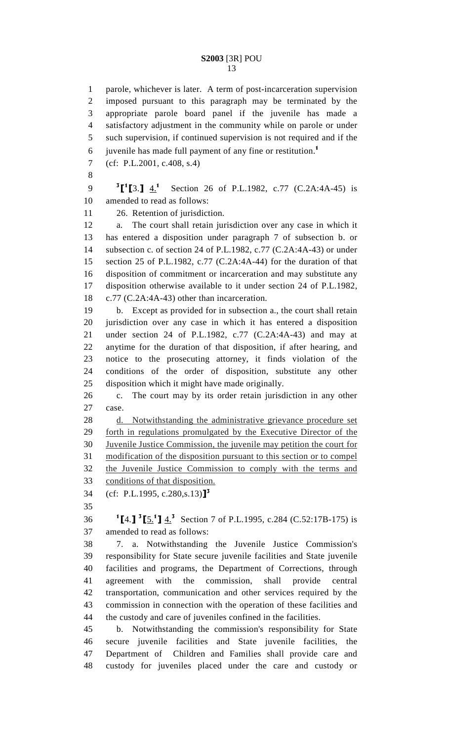parole, whichever is later. A term of post-incarceration supervision imposed pursuant to this paragraph may be terminated by the appropriate parole board panel if the juvenile has made a satisfactory adjustment in the community while on parole or under such supervision, if continued supervision is not required and if the juvenile has made full payment of any fine or restitution.[1]

(cf: P.L.2001, c.408, s.4)

[3]⟦[1]⟦3.⟧ 4.[1] Section 26 of P.L.1982, c.77 (C.2A:4A-45) is amended to read as follows:

26. Retention of jurisdiction.

a. The court shall retain jurisdiction over any case in which it has entered a disposition under paragraph 7 of subsection b. or subsection c. of section 24 of P.L.1982, c.77 (C.2A:4A-43) or under section 25 of P.L.1982, c.77 (C.2A:4A-44) for the duration of that disposition of commitment or incarceration and may substitute any disposition otherwise available to it under section 24 of P.L.1982, c.77 (C.2A:4A-43) other than incarceration.

b. Except as provided for in subsection a., the court shall retain jurisdiction over any case in which it has entered a disposition under section 24 of P.L.1982, c.77 (C.2A:4A-43) and may at anytime for the duration of that disposition, if after hearing, and notice to the prosecuting attorney, it finds violation of the conditions of the order of disposition, substitute any other disposition which it might have made originally.

c. The court may by its order retain jurisdiction in any other case.

d. Notwithstanding the administrative grievance procedure set forth in regulations promulgated by the Executive Director of the Juvenile Justice Commission, the juvenile may petition the court for modification of the disposition pursuant to this section or to compel the Juvenile Justice Commission to comply with the terms and conditions of that disposition.

(cf: P.L.1995, c.280,s.13)⟧[3]

[1]⟦4.⟧ [3]⟦5.[1]⟧ 4.[3] Section 7 of P.L.1995, c.284 (C.52:17B-175) is amended to read as follows:

7. a. Notwithstanding the Juvenile Justice Commission's responsibility for State secure juvenile facilities and State juvenile facilities and programs, the Department of Corrections, through agreement with the commission, shall provide central transportation, communication and other services required by the commission in connection with the operation of these facilities and the custody and care of juveniles confined in the facilities.

b. Notwithstanding the commission's responsibility for State secure juvenile facilities and State juvenile facilities, the Department of Children and Families shall provide care and custody for juveniles placed under the care and custody or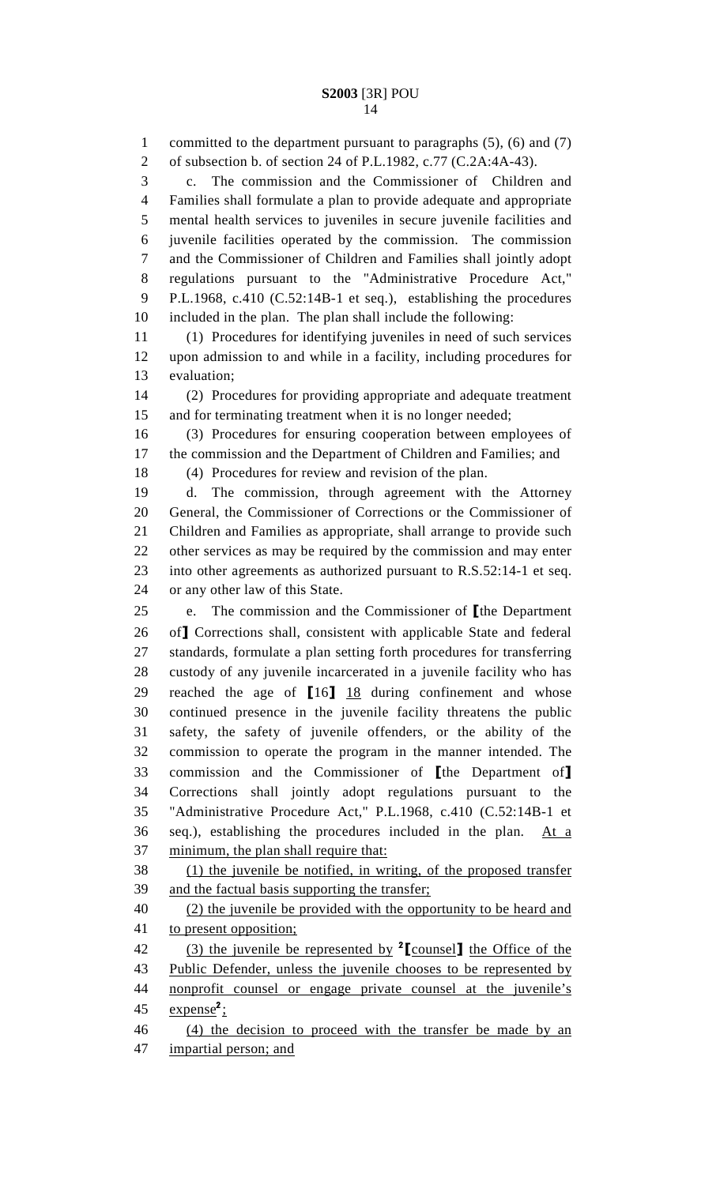committed to the department pursuant to paragraphs (5), (6) and (7) of subsection b. of section 24 of P.L.1982, c.77 (C.2A:4A-43).

c. The commission and the Commissioner of Children and Families shall formulate a plan to provide adequate and appropriate mental health services to juveniles in secure juvenile facilities and juvenile facilities operated by the commission. The commission and the Commissioner of Children and Families shall jointly adopt regulations pursuant to the "Administrative Procedure Act," P.L.1968, c.410 (C.52:14B-1 et seq.), establishing the procedures included in the plan. The plan shall include the following:

(1) Procedures for identifying juveniles in need of such services upon admission to and while in a facility, including procedures for evaluation;

(2) Procedures for providing appropriate and adequate treatment and for terminating treatment when it is no longer needed;

(3) Procedures for ensuring cooperation between employees of the commission and the Department of Children and Families; and

(4) Procedures for review and revision of the plan.

d. The commission, through agreement with the Attorney General, the Commissioner of Corrections or the Commissioner of Children and Families as appropriate, shall arrange to provide such other services as may be required by the commission and may enter into other agreements as authorized pursuant to R.S.52:14-1 et seq. or any other law of this State.

e. The commission and the Commissioner of [the Department of] Corrections shall, consistent with applicable State and federal standards, formulate a plan setting forth procedures for transferring custody of any juvenile incarcerated in a juvenile facility who has reached the age of [16] <u>18</u> during confinement and whose continued presence in the juvenile facility threatens the public safety, the safety of juvenile offenders, or the ability of the commission to operate the program in the manner intended. The commission and the Commissioner of [the Department of] Corrections shall jointly adopt regulations pursuant to the "Administrative Procedure Act," P.L.1968, c.410 (C.52:14B-1 et seq.), establishing the procedures included in the plan. <u>At a minimum, the plan shall require that:</u>

<u>(1) the juvenile be notified, in writing, of the proposed transfer and the factual basis supporting the transfer;</u>

<u>(2) the juvenile be provided with the opportunity to be heard and to present opposition;</u>

<u>(3) the juvenile be represented by</u> [2][<u>counsel</u>] <u>the Office of the Public Defender, unless the juvenile chooses to be represented by nonprofit counsel or engage private counsel at the juvenile's expense</u>[2]<u>;</u>

<u>(4) the decision to proceed with the transfer be made by an impartial person; and</u>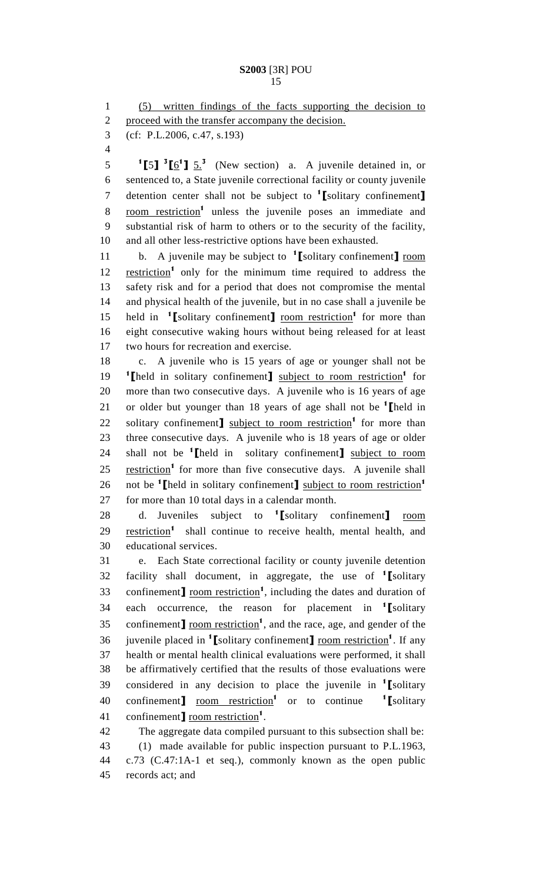(5) written findings of the facts supporting the decision to proceed with the transfer accompany the decision.

(cf: P.L.2006, c.47, s.193)

[1][5][3][6[1]] 5.[3] (New section) a. A juvenile detained in, or sentenced to, a State juvenile correctional facility or county juvenile detention center shall not be subject to [1][solitary confinement] room restriction[1] unless the juvenile poses an immediate and substantial risk of harm to others or to the security of the facility, and all other less-restrictive options have been exhausted.

b. A juvenile may be subject to [1][solitary confinement] room restriction[1] only for the minimum time required to address the safety risk and for a period that does not compromise the mental and physical health of the juvenile, but in no case shall a juvenile be held in [1][solitary confinement] room restriction[1] for more than eight consecutive waking hours without being released for at least two hours for recreation and exercise.

c. A juvenile who is 15 years of age or younger shall not be [1][held in solitary confinement] subject to room restriction[1] for more than two consecutive days. A juvenile who is 16 years of age or older but younger than 18 years of age shall not be [1][held in solitary confinement] subject to room restriction[1] for more than three consecutive days. A juvenile who is 18 years of age or older shall not be [1][held in solitary confinement] subject to room restriction[1] for more than five consecutive days. A juvenile shall not be [1][held in solitary confinement] subject to room restriction[1] for more than 10 total days in a calendar month.

d. Juveniles subject to [1][solitary confinement] room restriction[1] shall continue to receive health, mental health, and educational services.

e. Each State correctional facility or county juvenile detention facility shall document, in aggregate, the use of [1][solitary confinement] room restriction[1], including the dates and duration of each occurrence, the reason for placement in [1][solitary confinement] room restriction[1], and the race, age, and gender of the juvenile placed in [1][solitary confinement] room restriction[1]. If any health or mental health clinical evaluations were performed, it shall be affirmatively certified that the results of those evaluations were considered in any decision to place the juvenile in [1][solitary confinement] room restriction[1] or to continue [1][solitary confinement] room restriction[1].

The aggregate data compiled pursuant to this subsection shall be:

(1) made available for public inspection pursuant to P.L.1963, c.73 (C.47:1A-1 et seq.), commonly known as the open public records act; and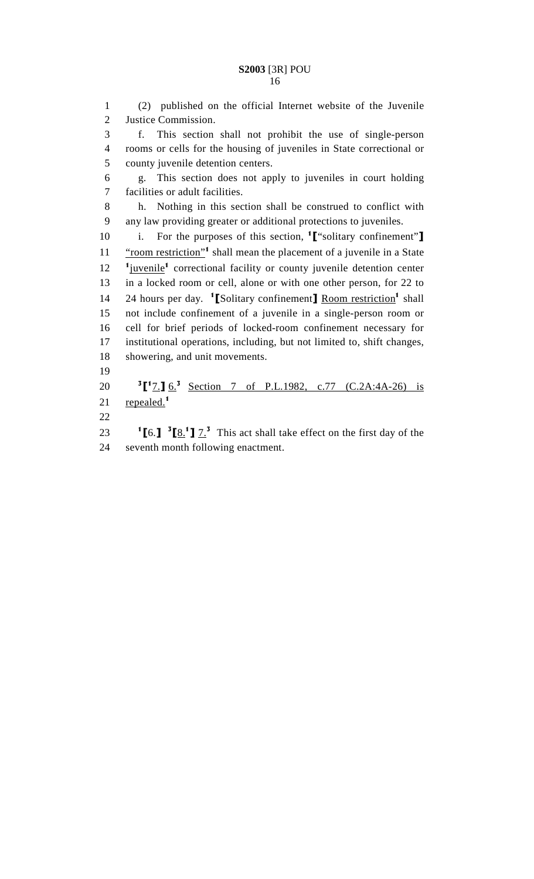(2) published on the official Internet website of the Juvenile Justice Commission.

f. This section shall not prohibit the use of single-person rooms or cells for the housing of juveniles in State correctional or county juvenile detention centers.

g. This section does not apply to juveniles in court holding facilities or adult facilities.

h. Nothing in this section shall be construed to conflict with any law providing greater or additional protections to juveniles.

i. For the purposes of this section, [1]["solitary confinement"] "room restriction"[1] shall mean the placement of a juvenile in a State [1]juvenile[1] correctional facility or county juvenile detention center in a locked room or cell, alone or with one other person, for 22 to 24 hours per day. [1][Solitary confinement] Room restriction[1] shall not include confinement of a juvenile in a single-person room or cell for brief periods of locked-room confinement necessary for institutional operations, including, but not limited to, shift changes, showering, and unit movements.

[3][[1]7.] 6.[3] Section 7 of P.L.1982, c.77 (C.2A:4A-26) is repealed.[1]

[1][6.] [3][8.[1]] 7.[3] This act shall take effect on the first day of the seventh month following enactment.